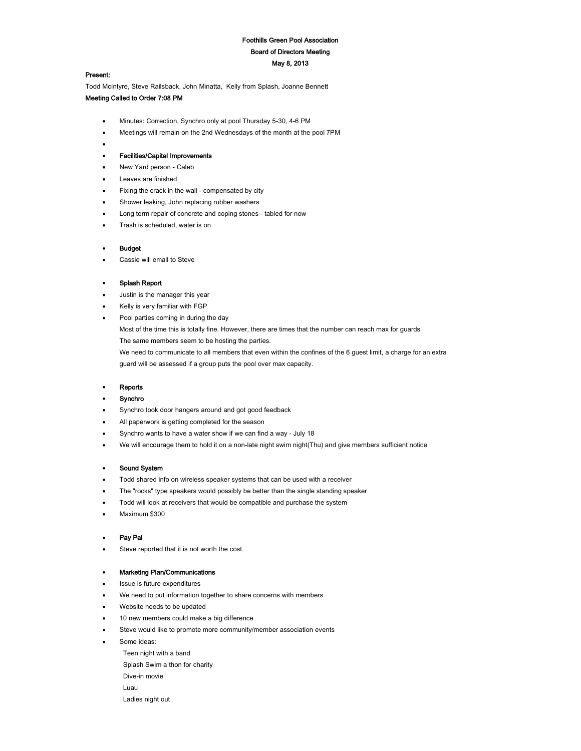**Foothills Green Pool Association**

**Board of Directors Meeting**

**May 8, 2013**

**Present:**

Todd McIntyre, Steve Railsback, John Minatta, Kelly from Splash, Joanne Bennett

**Meeting Called to Order 7:08 PM**

- Minutes: Correction, Synchro only at pool Thursday 5-30, 4-6 PM
- Meetings will remain on the 2nd Wednesdays of the month at the pool 7PM
- 
- **Facilities/Capital Improvements**
- New Yard person - Caleb
- Leaves are finished
- Fixing the crack in the wall - compensated by city
- Shower leaking, John replacing rubber washers
- Long term repair of concrete and coping stones - tabled for now
- Trash is scheduled, water is on

- **Budget**
- Cassie will email to Steve

- **Splash Report**
- Justin is the manager this year
- Kelly is very familiar with FGP
- Pool parties coming in during the day

  Most of the time this is totally fine. However, there are times that the number can reach max for guards

  The same members seem to be hosting the parties.

  We need to communicate to all members that even within the confines of the 6 guest limit, a charge for an extra guard will be assessed if a group puts the pool over max capacity.

- **Reports**
- **Synchro**
- Synchro took door hangers around and got good feedback
- All paperwork is getting completed for the season
- Synchro wants to have a water show if we can find a way - July 18
- We will encourage them to hold it on a non-late night swim night(Thu) and give members sufficient notice

- **Sound System**
- Todd shared info on wireless speaker systems that can be used with a receiver
- The "rocks" type speakers would possibly be better than the single standing speaker
- Todd will look at receivers that would be compatible and purchase the system
- Maximum $300

- **Pay Pal**
- Steve reported that it is not worth the cost.

- **Marketing Plan/Communications**
- Issue is future expenditures
- We need to put information together to share concerns with members
- Website needs to be updated
- 10 new members could make a big difference
- Steve would like to promote more community/member association events
- Some ideas:

  Teen night with a band

  Splash Swim a thon for charity

  Dive-in movie

  Luau

  Ladies night out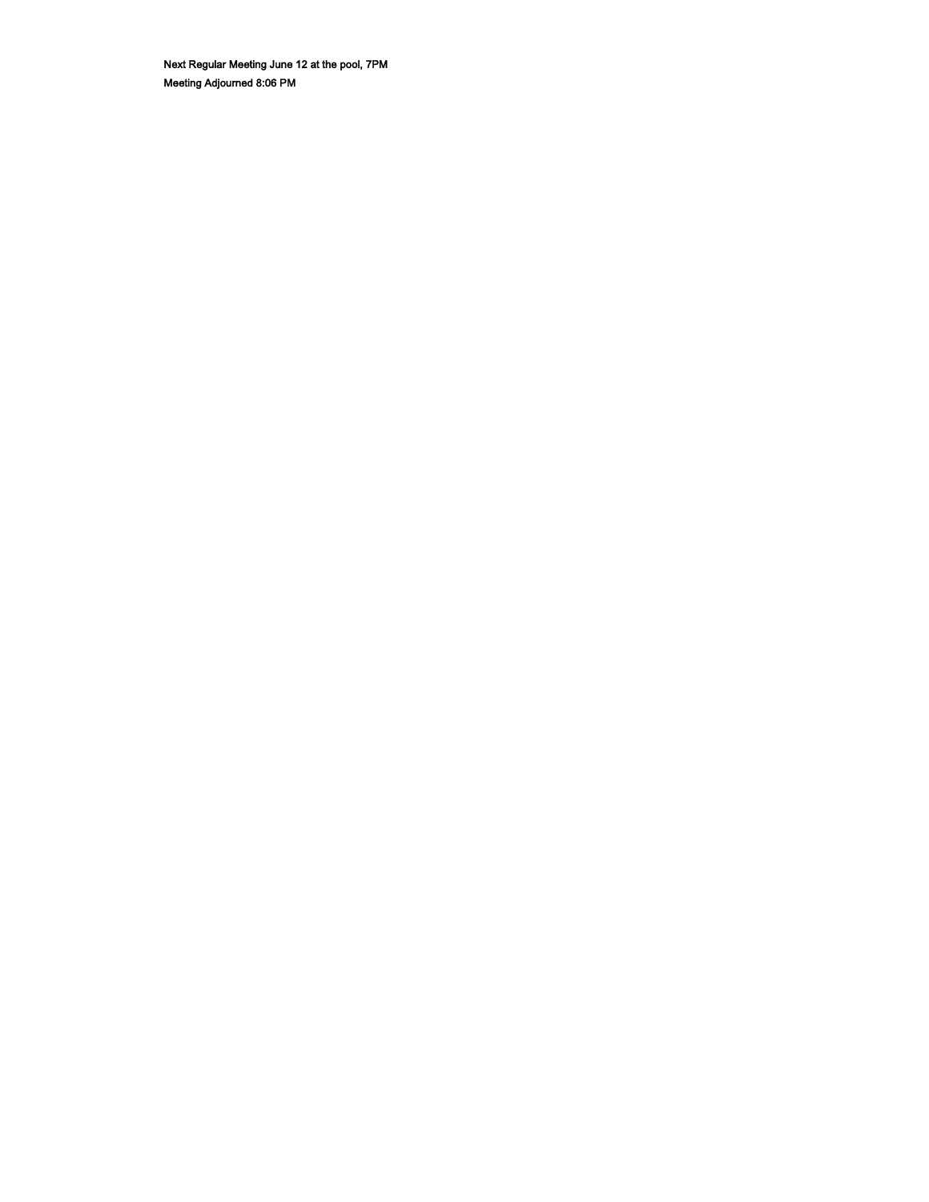Next Regular Meeting June 12 at the pool, 7PM

Meeting Adjourned 8:06 PM